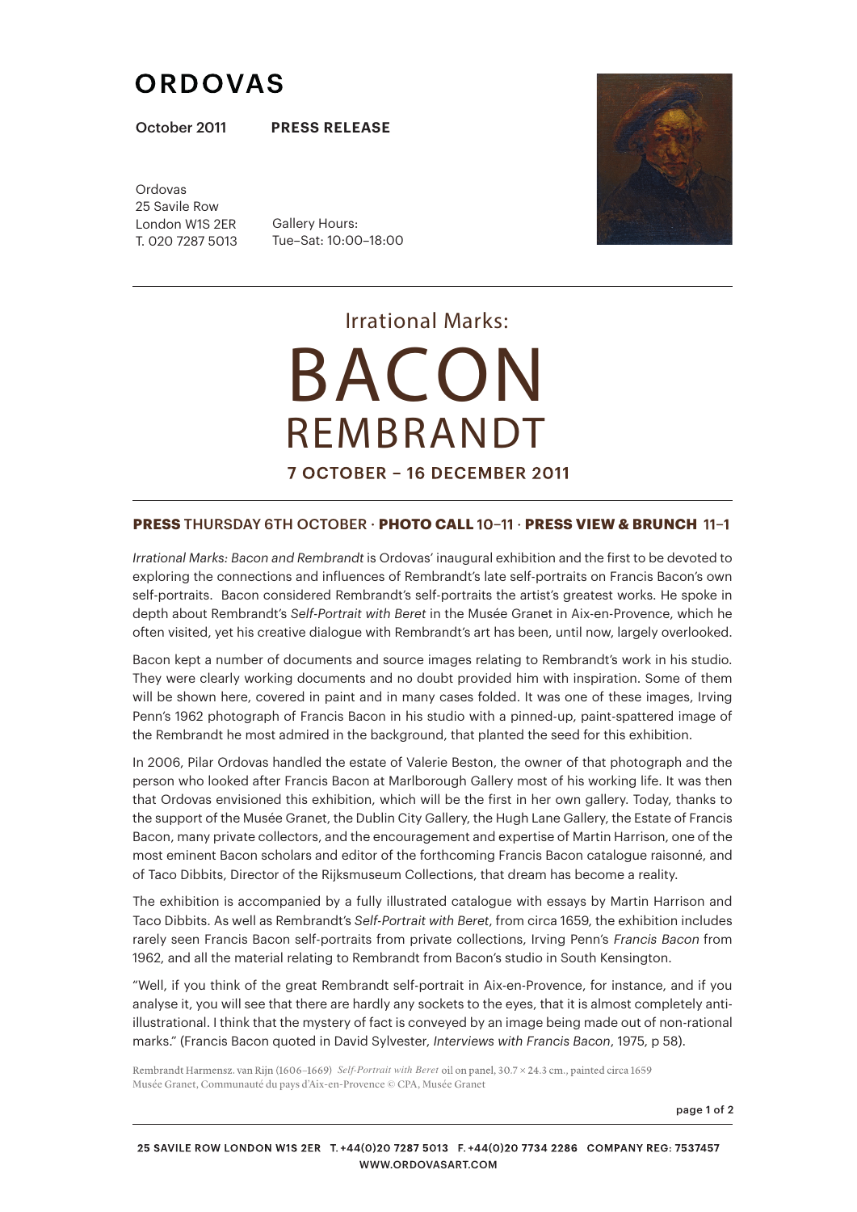# ORDOVAS

October 2011 **PRESS RELEASE**

Ordovas
25 Savile Row
London W1S 2ER
T. 020 7287 5013

Gallery Hours:
Tue–Sat: 10:00–18:00

## Irrational Marks:

# BACON
# REMBRANDT

**7 OCTOBER – 16 DECEMBER 2011**

**PRESS** THURSDAY 6TH OCTOBER · **PHOTO CALL** 10–11 · **PRESS VIEW & BRUNCH** 11–1

*Irrational Marks: Bacon and Rembrandt* is Ordovas' inaugural exhibition and the first to be devoted to exploring the connections and influences of Rembrandt's late self-portraits on Francis Bacon's own self-portraits. Bacon considered Rembrandt's self-portraits the artist's greatest works. He spoke in depth about Rembrandt's *Self-Portrait with Beret* in the Musée Granet in Aix-en-Provence, which he often visited, yet his creative dialogue with Rembrandt's art has been, until now, largely overlooked.

Bacon kept a number of documents and source images relating to Rembrandt's work in his studio. They were clearly working documents and no doubt provided him with inspiration. Some of them will be shown here, covered in paint and in many cases folded. It was one of these images, Irving Penn's 1962 photograph of Francis Bacon in his studio with a pinned-up, paint-spattered image of the Rembrandt he most admired in the background, that planted the seed for this exhibition.

In 2006, Pilar Ordovas handled the estate of Valerie Beston, the owner of that photograph and the person who looked after Francis Bacon at Marlborough Gallery most of his working life. It was then that Ordovas envisioned this exhibition, which will be the first in her own gallery. Today, thanks to the support of the Musée Granet, the Dublin City Gallery, the Hugh Lane Gallery, the Estate of Francis Bacon, many private collectors, and the encouragement and expertise of Martin Harrison, one of the most eminent Bacon scholars and editor of the forthcoming Francis Bacon catalogue raisonné, and of Taco Dibbits, Director of the Rijksmuseum Collections, that dream has become a reality.

The exhibition is accompanied by a fully illustrated catalogue with essays by Martin Harrison and Taco Dibbits. As well as Rembrandt's *Self-Portrait with Beret*, from circa 1659, the exhibition includes rarely seen Francis Bacon self-portraits from private collections, Irving Penn's *Francis Bacon* from 1962, and all the material relating to Rembrandt from Bacon's studio in South Kensington.

"Well, if you think of the great Rembrandt self-portrait in Aix-en-Provence, for instance, and if you analyse it, you will see that there are hardly any sockets to the eyes, that it is almost completely anti-illustrational. I think that the mystery of fact is conveyed by an image being made out of non-rational marks." (Francis Bacon quoted in David Sylvester, *Interviews with Francis Bacon*, 1975, p 58).

Rembrandt Harmensz. van Rijn (1606–1669) *Self-Portrait with Beret* oil on panel, 30.7 × 24.3 cm., painted circa 1659
Musée Granet, Communauté du pays d'Aix-en-Provence © CPA, Musée Granet

25 SAVILE ROW LONDON W1S 2ER T. +44(0)20 7287 5013 F. +44(0)20 7734 2286 COMPANY REG: 7537457
WWW.ORDOVASART.COM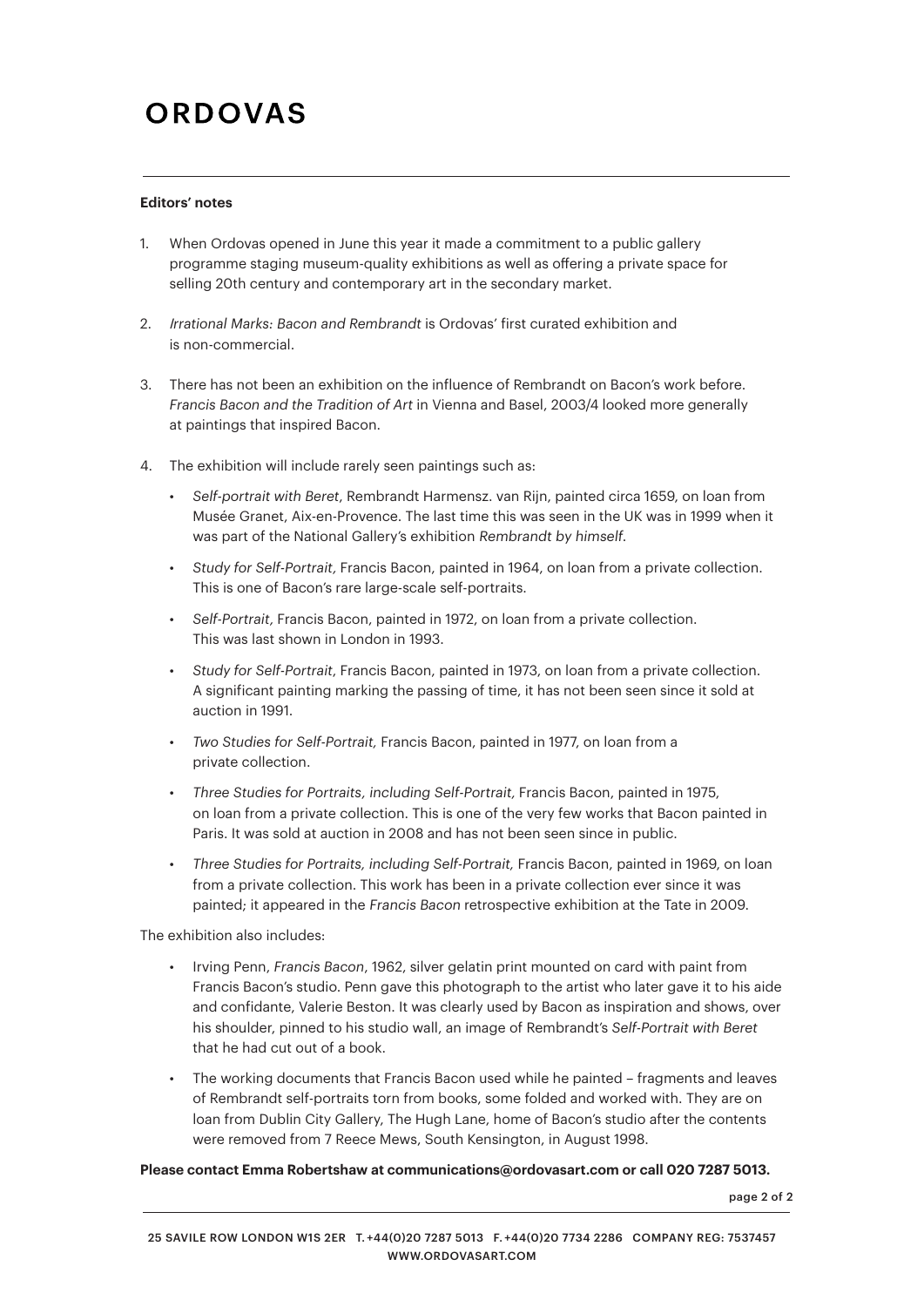# ORDOVAS

**Editors' notes**

1. When Ordovas opened in June this year it made a commitment to a public gallery programme staging museum-quality exhibitions as well as offering a private space for selling 20th century and contemporary art in the secondary market.

2. *Irrational Marks: Bacon and Rembrandt* is Ordovas' first curated exhibition and is non-commercial.

3. There has not been an exhibition on the influence of Rembrandt on Bacon's work before. *Francis Bacon and the Tradition of Art* in Vienna and Basel, 2003/4 looked more generally at paintings that inspired Bacon.

4. The exhibition will include rarely seen paintings such as:

   - *Self-portrait with Beret*, Rembrandt Harmensz. van Rijn, painted circa 1659, on loan from Musée Granet, Aix-en-Provence. The last time this was seen in the UK was in 1999 when it was part of the National Gallery's exhibition *Rembrandt by himself*.
   - *Study for Self-Portrait,* Francis Bacon, painted in 1964, on loan from a private collection. This is one of Bacon's rare large-scale self-portraits.
   - *Self-Portrait,* Francis Bacon, painted in 1972, on loan from a private collection. This was last shown in London in 1993.
   - *Study for Self-Portrait*, Francis Bacon, painted in 1973, on loan from a private collection. A significant painting marking the passing of time, it has not been seen since it sold at auction in 1991.
   - *Two Studies for Self-Portrait,* Francis Bacon, painted in 1977, on loan from a private collection.
   - *Three Studies for Portraits, including Self-Portrait,* Francis Bacon, painted in 1975, on loan from a private collection. This is one of the very few works that Bacon painted in Paris. It was sold at auction in 2008 and has not been seen since in public.
   - *Three Studies for Portraits, including Self-Portrait*, Francis Bacon, painted in 1969, on loan from a private collection. This work has been in a private collection ever since it was painted; it appeared in the *Francis Bacon* retrospective exhibition at the Tate in 2009.

The exhibition also includes:

- Irving Penn, *Francis Bacon*, 1962, silver gelatin print mounted on card with paint from Francis Bacon's studio. Penn gave this photograph to the artist who later gave it to his aide and confidante, Valerie Beston. It was clearly used by Bacon as inspiration and shows, over his shoulder, pinned to his studio wall, an image of Rembrandt's *Self-Portrait with Beret* that he had cut out of a book.
- The working documents that Francis Bacon used while he painted – fragments and leaves of Rembrandt self-portraits torn from books, some folded and worked with. They are on loan from Dublin City Gallery, The Hugh Lane, home of Bacon's studio after the contents were removed from 7 Reece Mews, South Kensington, in August 1998.

**Please contact Emma Robertshaw at communications@ordovasart.com or call 020 7287 5013.**

25 SAVILE ROW LONDON W1S 2ER T. +44(0)20 7287 5013 F. +44(0)20 7734 2286 COMPANY REG: 7537457
WWW.ORDOVASART.COM